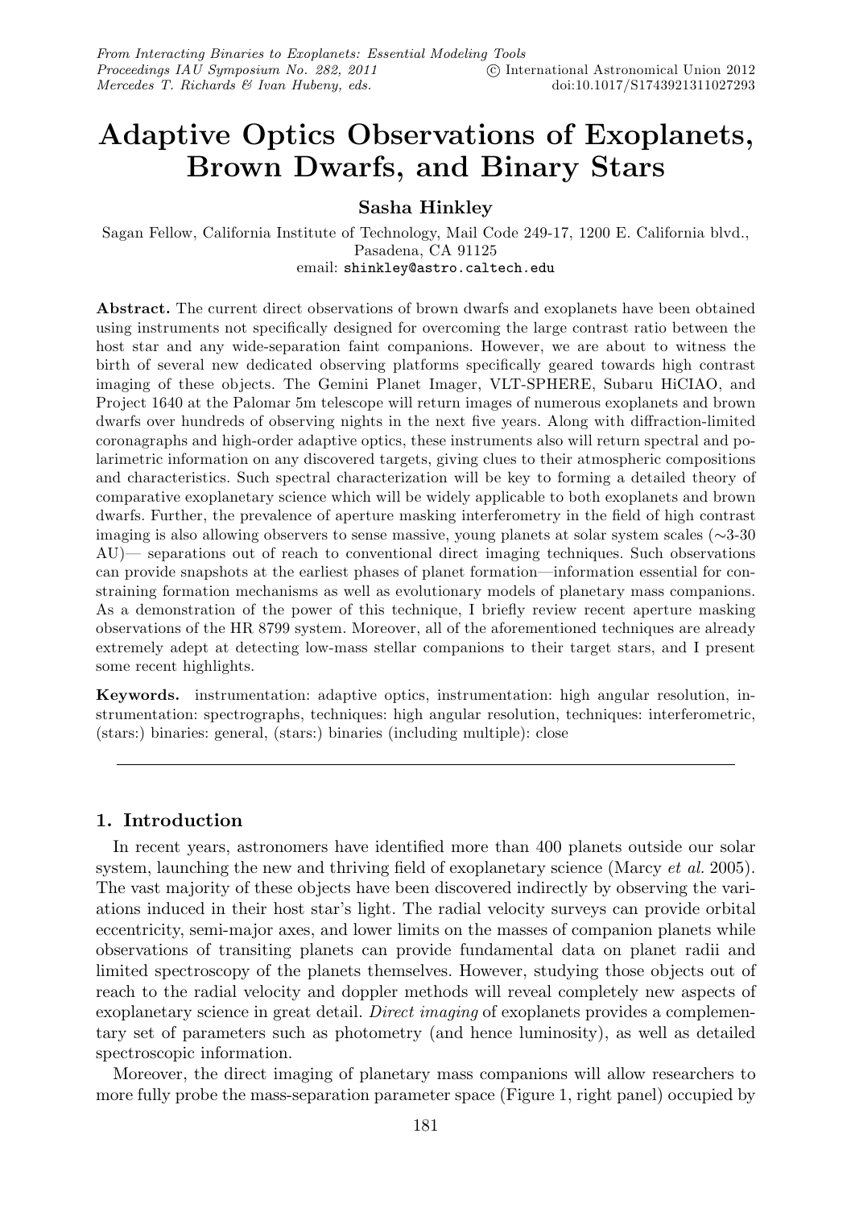# Adaptive Optics Observations of Exoplanets, Brown Dwarfs, and Binary Stars

**Sasha Hinkley**

Sagan Fellow, California Institute of Technology, Mail Code 249-17, 1200 E. California blvd., Pasadena, CA 91125
email: shinkley@astro.caltech.edu

**Abstract.** The current direct observations of brown dwarfs and exoplanets have been obtained using instruments not specifically designed for overcoming the large contrast ratio between the host star and any wide-separation faint companions. However, we are about to witness the birth of several new dedicated observing platforms specifically geared towards high contrast imaging of these objects. The Gemini Planet Imager, VLT-SPHERE, Subaru HiCIAO, and Project 1640 at the Palomar 5m telescope will return images of numerous exoplanets and brown dwarfs over hundreds of observing nights in the next five years. Along with diffraction-limited coronagraphs and high-order adaptive optics, these instruments also will return spectral and polarimetric information on any discovered targets, giving clues to their atmospheric compositions and characteristics. Such spectral characterization will be key to forming a detailed theory of comparative exoplanetary science which will be widely applicable to both exoplanets and brown dwarfs. Further, the prevalence of aperture masking interferometry in the field of high contrast imaging is also allowing observers to sense massive, young planets at solar system scales (∼3-30 AU)— separations out of reach to conventional direct imaging techniques. Such observations can provide snapshots at the earliest phases of planet formation—information essential for constraining formation mechanisms as well as evolutionary models of planetary mass companions. As a demonstration of the power of this technique, I briefly review recent aperture masking observations of the HR 8799 system. Moreover, all of the aforementioned techniques are already extremely adept at detecting low-mass stellar companions to their target stars, and I present some recent highlights.

**Keywords.** instrumentation: adaptive optics, instrumentation: high angular resolution, instrumentation: spectrographs, techniques: high angular resolution, techniques: interferometric, (stars:) binaries: general, (stars:) binaries (including multiple): close

## 1. Introduction

In recent years, astronomers have identified more than 400 planets outside our solar system, launching the new and thriving field of exoplanetary science (Marcy *et al.* 2005). The vast majority of these objects have been discovered indirectly by observing the variations induced in their host star's light. The radial velocity surveys can provide orbital eccentricity, semi-major axes, and lower limits on the masses of companion planets while observations of transiting planets can provide fundamental data on planet radii and limited spectroscopy of the planets themselves. However, studying those objects out of reach to the radial velocity and doppler methods will reveal completely new aspects of exoplanetary science in great detail. *Direct imaging* of exoplanets provides a complementary set of parameters such as photometry (and hence luminosity), as well as detailed spectroscopic information.

Moreover, the direct imaging of planetary mass companions will allow researchers to more fully probe the mass-separation parameter space (Figure 1, right panel) occupied by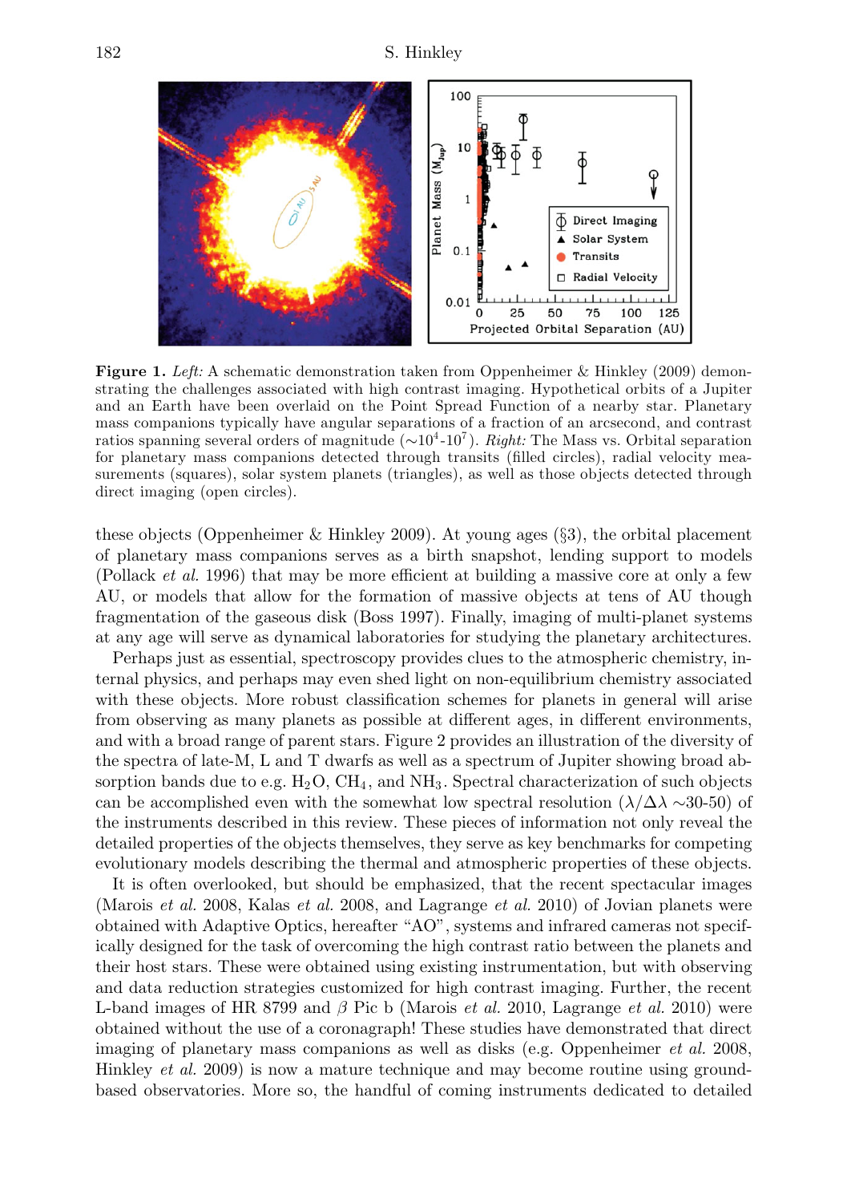**Figure 1.** *Left:* A schematic demonstration taken from Oppenheimer & Hinkley (2009) demonstrating the challenges associated with high contrast imaging. Hypothetical orbits of a Jupiter and an Earth have been overlaid on the Point Spread Function of a nearby star. Planetary mass companions typically have angular separations of a fraction of an arcsecond, and contrast ratios spanning several orders of magnitude ($\sim10^4$-$10^7$). *Right:* The Mass vs. Orbital separation for planetary mass companions detected through transits (filled circles), radial velocity measurements (squares), solar system planets (triangles), as well as those objects detected through direct imaging (open circles).

these objects (Oppenheimer & Hinkley 2009). At young ages (§3), the orbital placement of planetary mass companions serves as a birth snapshot, lending support to models (Pollack *et al.* 1996) that may be more efficient at building a massive core at only a few AU, or models that allow for the formation of massive objects at tens of AU though fragmentation of the gaseous disk (Boss 1997). Finally, imaging of multi-planet systems at any age will serve as dynamical laboratories for studying the planetary architectures.

Perhaps just as essential, spectroscopy provides clues to the atmospheric chemistry, internal physics, and perhaps may even shed light on non-equilibrium chemistry associated with these objects. More robust classification schemes for planets in general will arise from observing as many planets as possible at different ages, in different environments, and with a broad range of parent stars. Figure 2 provides an illustration of the diversity of the spectra of late-M, L and T dwarfs as well as a spectrum of Jupiter showing broad absorption bands due to e.g. $H_2O$, $CH_4$, and $NH_3$. Spectral characterization of such objects can be accomplished even with the somewhat low spectral resolution ($\lambda/\Delta\lambda \sim$30-50) of the instruments described in this review. These pieces of information not only reveal the detailed properties of the objects themselves, they serve as key benchmarks for competing evolutionary models describing the thermal and atmospheric properties of these objects.

It is often overlooked, but should be emphasized, that the recent spectacular images (Marois *et al.* 2008, Kalas *et al.* 2008, and Lagrange *et al.* 2010) of Jovian planets were obtained with Adaptive Optics, hereafter "AO", systems and infrared cameras not specifically designed for the task of overcoming the high contrast ratio between the planets and their host stars. These were obtained using existing instrumentation, but with observing and data reduction strategies customized for high contrast imaging. Further, the recent L-band images of HR 8799 and $\beta$ Pic b (Marois *et al.* 2010, Lagrange *et al.* 2010) were obtained without the use of a coronagraph! These studies have demonstrated that direct imaging of planetary mass companions as well as disks (e.g. Oppenheimer *et al.* 2008, Hinkley *et al.* 2009) is now a mature technique and may become routine using ground-based observatories. More so, the handful of coming instruments dedicated to detailed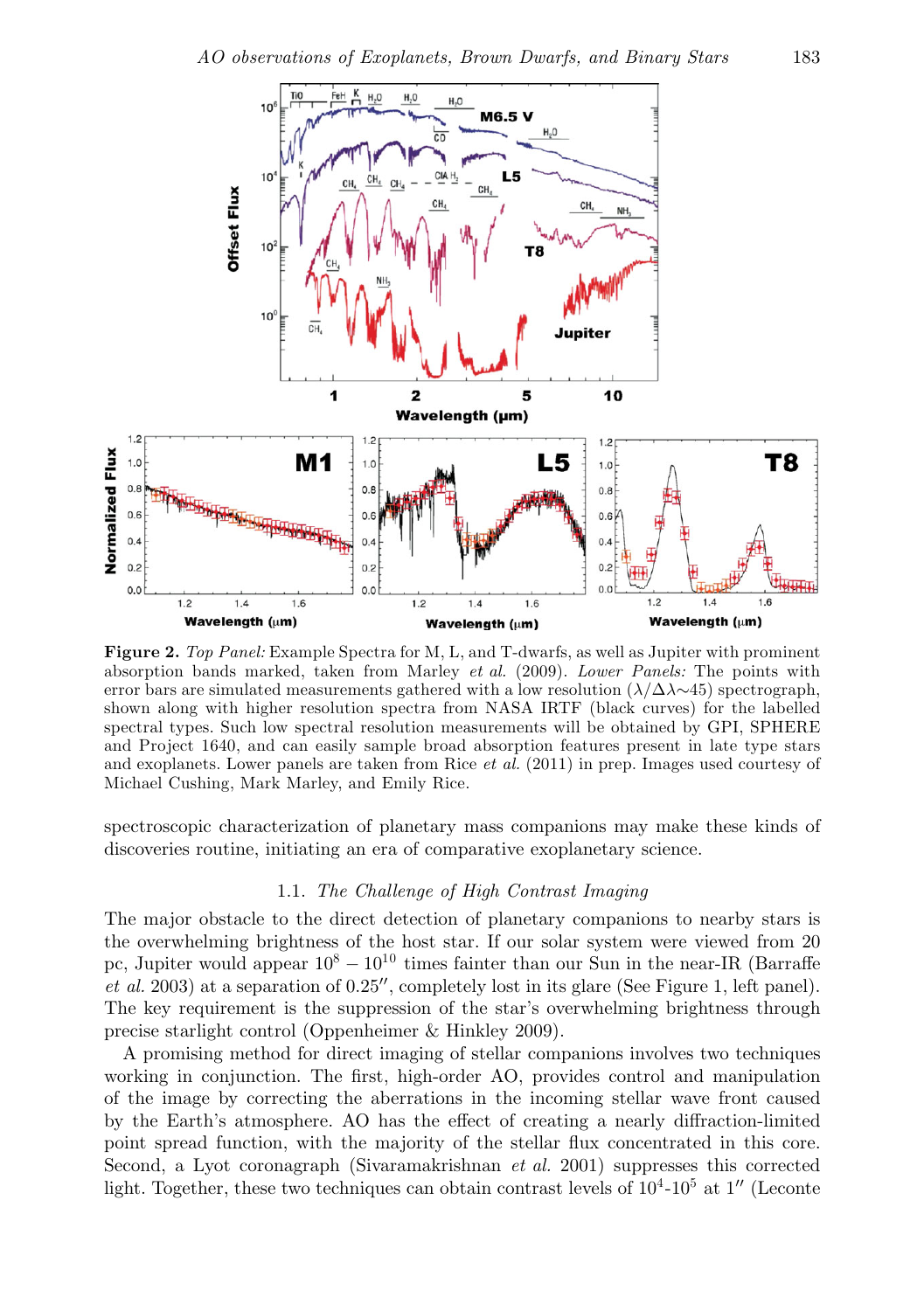**Figure 2.** *Top Panel:* Example Spectra for M, L, and T-dwarfs, as well as Jupiter with prominent absorption bands marked, taken from Marley *et al.* (2009). *Lower Panels:* The points with error bars are simulated measurements gathered with a low resolution ($\lambda/\Delta\lambda\sim45$) spectrograph, shown along with higher resolution spectra from NASA IRTF (black curves) for the labelled spectral types. Such low spectral resolution measurements will be obtained by GPI, SPHERE and Project 1640, and can easily sample broad absorption features present in late type stars and exoplanets. Lower panels are taken from Rice *et al.* (2011) in prep. Images used courtesy of Michael Cushing, Mark Marley, and Emily Rice.

spectroscopic characterization of planetary mass companions may make these kinds of discoveries routine, initiating an era of comparative exoplanetary science.

### 1.1. *The Challenge of High Contrast Imaging*

The major obstacle to the direct detection of planetary companions to nearby stars is the overwhelming brightness of the host star. If our solar system were viewed from 20 pc, Jupiter would appear $10^8 - 10^{10}$ times fainter than our Sun in the near-IR (Barraffe *et al.* 2003) at a separation of 0.25″, completely lost in its glare (See Figure 1, left panel). The key requirement is the suppression of the star's overwhelming brightness through precise starlight control (Oppenheimer & Hinkley 2009).

A promising method for direct imaging of stellar companions involves two techniques working in conjunction. The first, high-order AO, provides control and manipulation of the image by correcting the aberrations in the incoming stellar wave front caused by the Earth's atmosphere. AO has the effect of creating a nearly diffraction-limited point spread function, with the majority of the stellar flux concentrated in this core. Second, a Lyot coronagraph (Sivaramakrishnan *et al.* 2001) suppresses this corrected light. Together, these two techniques can obtain contrast levels of $10^4$-$10^5$ at 1″ (Leconte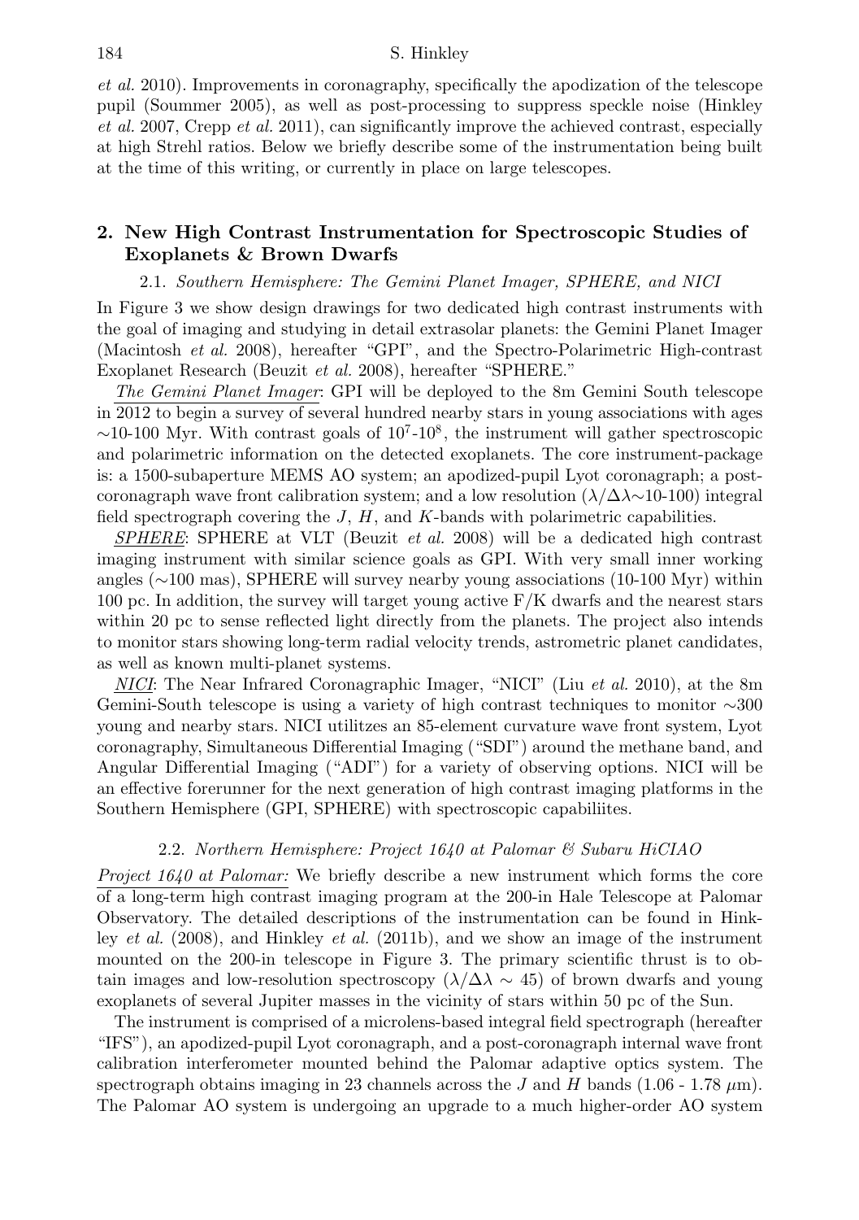*et al.* 2010). Improvements in coronagraphy, specifically the apodization of the telescope pupil (Soummer 2005), as well as post-processing to suppress speckle noise (Hinkley *et al.* 2007, Crepp *et al.* 2011), can significantly improve the achieved contrast, especially at high Strehl ratios. Below we briefly describe some of the instrumentation being built at the time of this writing, or currently in place on large telescopes.

## 2. New High Contrast Instrumentation for Spectroscopic Studies of Exoplanets & Brown Dwarfs

### 2.1. *Southern Hemisphere: The Gemini Planet Imager, SPHERE, and NICI*

In Figure 3 we show design drawings for two dedicated high contrast instruments with the goal of imaging and studying in detail extrasolar planets: the Gemini Planet Imager (Macintosh *et al.* 2008), hereafter "GPI", and the Spectro-Polarimetric High-contrast Exoplanet Research (Beuzit *et al.* 2008), hereafter "SPHERE."

*The Gemini Planet Imager*: GPI will be deployed to the 8m Gemini South telescope in 2012 to begin a survey of several hundred nearby stars in young associations with ages ~10-100 Myr. With contrast goals of $10^7$-$10^8$, the instrument will gather spectroscopic and polarimetric information on the detected exoplanets. The core instrument-package is: a 1500-subaperture MEMS AO system; an apodized-pupil Lyot coronagraph; a post-coronagraph wave front calibration system; and a low resolution ($\lambda/\Delta\lambda$~10-100) integral field spectrograph covering the $J$, $H$, and $K$-bands with polarimetric capabilities.

*SPHERE*: SPHERE at VLT (Beuzit *et al.* 2008) will be a dedicated high contrast imaging instrument with similar science goals as GPI. With very small inner working angles (~100 mas), SPHERE will survey nearby young associations (10-100 Myr) within 100 pc. In addition, the survey will target young active F/K dwarfs and the nearest stars within 20 pc to sense reflected light directly from the planets. The project also intends to monitor stars showing long-term radial velocity trends, astrometric planet candidates, as well as known multi-planet systems.

*NICI*: The Near Infrared Coronagraphic Imager, "NICI" (Liu *et al.* 2010), at the 8m Gemini-South telescope is using a variety of high contrast techniques to monitor ~300 young and nearby stars. NICI utilitzes an 85-element curvature wave front system, Lyot coronagraphy, Simultaneous Differential Imaging ("SDI") around the methane band, and Angular Differential Imaging ("ADI") for a variety of observing options. NICI will be an effective forerunner for the next generation of high contrast imaging platforms in the Southern Hemisphere (GPI, SPHERE) with spectroscopic capabiliites.

### 2.2. *Northern Hemisphere: Project 1640 at Palomar & Subaru HiCIAO*

*Project 1640 at Palomar:* We briefly describe a new instrument which forms the core of a long-term high contrast imaging program at the 200-in Hale Telescope at Palomar Observatory. The detailed descriptions of the instrumentation can be found in Hinkley *et al.* (2008), and Hinkley *et al.* (2011b), and we show an image of the instrument mounted on the 200-in telescope in Figure 3. The primary scientific thrust is to obtain images and low-resolution spectroscopy ($\lambda/\Delta\lambda \sim 45$) of brown dwarfs and young exoplanets of several Jupiter masses in the vicinity of stars within 50 pc of the Sun.

The instrument is comprised of a microlens-based integral field spectrograph (hereafter "IFS"), an apodized-pupil Lyot coronagraph, and a post-coronagraph internal wave front calibration interferometer mounted behind the Palomar adaptive optics system. The spectrograph obtains imaging in 23 channels across the $J$ and $H$ bands (1.06 - 1.78 $\mu$m). The Palomar AO system is undergoing an upgrade to a much higher-order AO system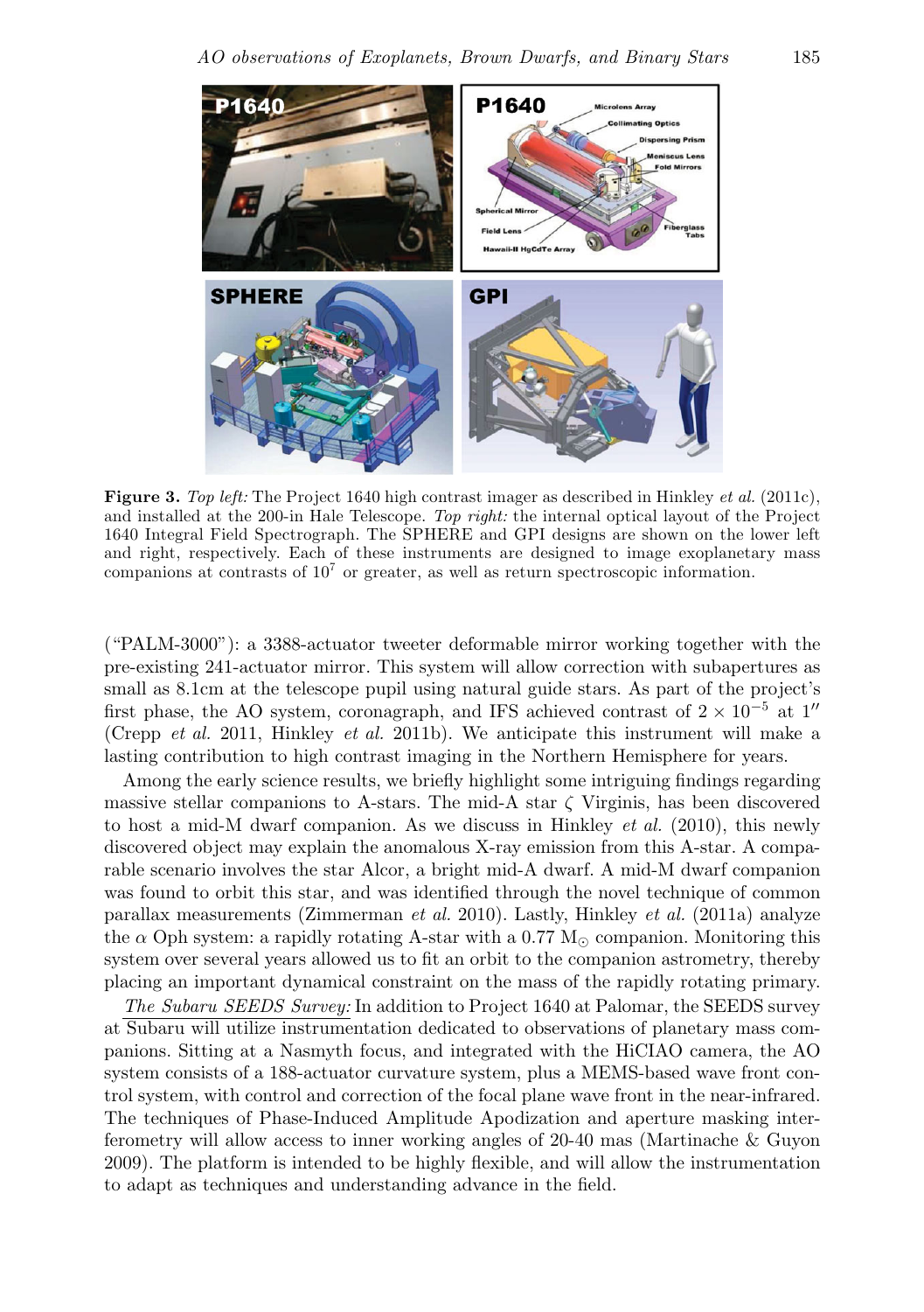**Figure 3.** *Top left:* The Project 1640 high contrast imager as described in Hinkley *et al.* (2011c), and installed at the 200-in Hale Telescope. *Top right:* the internal optical layout of the Project 1640 Integral Field Spectrograph. The SPHERE and GPI designs are shown on the lower left and right, respectively. Each of these instruments are designed to image exoplanetary mass companions at contrasts of $10^7$ or greater, as well as return spectroscopic information.

("PALM-3000"): a 3388-actuator tweeter deformable mirror working together with the pre-existing 241-actuator mirror. This system will allow correction with subapertures as small as 8.1cm at the telescope pupil using natural guide stars. As part of the project's first phase, the AO system, coronagraph, and IFS achieved contrast of $2 \times 10^{-5}$ at $1''$ (Crepp *et al.* 2011, Hinkley *et al.* 2011b). We anticipate this instrument will make a lasting contribution to high contrast imaging in the Northern Hemisphere for years.

Among the early science results, we briefly highlight some intriguing findings regarding massive stellar companions to A-stars. The mid-A star $\zeta$ Virginis, has been discovered to host a mid-M dwarf companion. As we discuss in Hinkley *et al.* (2010), this newly discovered object may explain the anomalous X-ray emission from this A-star. A comparable scenario involves the star Alcor, a bright mid-A dwarf. A mid-M dwarf companion was found to orbit this star, and was identified through the novel technique of common parallax measurements (Zimmerman *et al.* 2010). Lastly, Hinkley *et al.* (2011a) analyze the $\alpha$ Oph system: a rapidly rotating A-star with a 0.77 $M_\odot$ companion. Monitoring this system over several years allowed us to fit an orbit to the companion astrometry, thereby placing an important dynamical constraint on the mass of the rapidly rotating primary.

*The Subaru SEEDS Survey:* In addition to Project 1640 at Palomar, the SEEDS survey at Subaru will utilize instrumentation dedicated to observations of planetary mass companions. Sitting at a Nasmyth focus, and integrated with the HiCIAO camera, the AO system consists of a 188-actuator curvature system, plus a MEMS-based wave front control system, with control and correction of the focal plane wave front in the near-infrared. The techniques of Phase-Induced Amplitude Apodization and aperture masking interferometry will allow access to inner working angles of 20-40 mas (Martinache & Guyon 2009). The platform is intended to be highly flexible, and will allow the instrumentation to adapt as techniques and understanding advance in the field.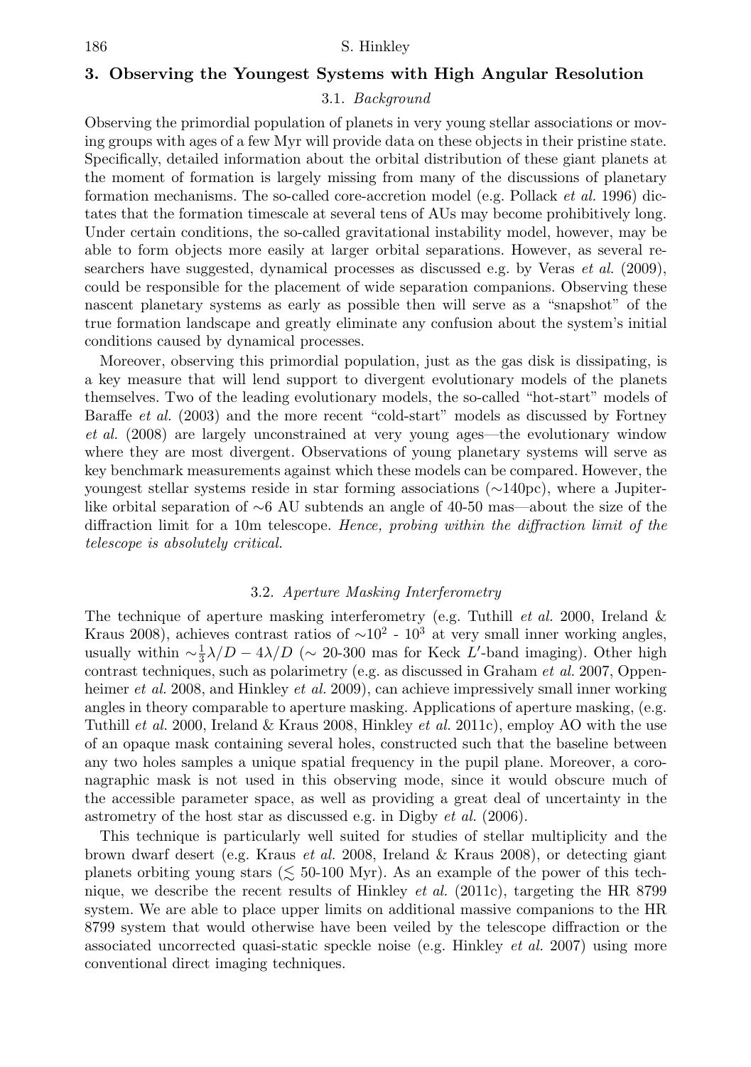## 3. Observing the Youngest Systems with High Angular Resolution

### 3.1. *Background*

Observing the primordial population of planets in very young stellar associations or moving groups with ages of a few Myr will provide data on these objects in their pristine state. Specifically, detailed information about the orbital distribution of these giant planets at the moment of formation is largely missing from many of the discussions of planetary formation mechanisms. The so-called core-accretion model (e.g. Pollack *et al.* 1996) dictates that the formation timescale at several tens of AUs may become prohibitively long. Under certain conditions, the so-called gravitational instability model, however, may be able to form objects more easily at larger orbital separations. However, as several researchers have suggested, dynamical processes as discussed e.g. by Veras *et al.* (2009), could be responsible for the placement of wide separation companions. Observing these nascent planetary systems as early as possible then will serve as a "snapshot" of the true formation landscape and greatly eliminate any confusion about the system's initial conditions caused by dynamical processes.

Moreover, observing this primordial population, just as the gas disk is dissipating, is a key measure that will lend support to divergent evolutionary models of the planets themselves. Two of the leading evolutionary models, the so-called "hot-start" models of Baraffe *et al.* (2003) and the more recent "cold-start" models as discussed by Fortney *et al.* (2008) are largely unconstrained at very young ages—the evolutionary window where they are most divergent. Observations of young planetary systems will serve as key benchmark measurements against which these models can be compared. However, the youngest stellar systems reside in star forming associations (~140pc), where a Jupiter-like orbital separation of ~6 AU subtends an angle of 40-50 mas—about the size of the diffraction limit for a 10m telescope. *Hence, probing within the diffraction limit of the telescope is absolutely critical.*

### 3.2. *Aperture Masking Interferometry*

The technique of aperture masking interferometry (e.g. Tuthill *et al.* 2000, Ireland & Kraus 2008), achieves contrast ratios of $\sim 10^2$ - $10^3$ at very small inner working angles, usually within $\sim \frac{1}{3}\lambda/D - 4\lambda/D$ (~ 20-300 mas for Keck $L'$-band imaging). Other high contrast techniques, such as polarimetry (e.g. as discussed in Graham *et al.* 2007, Oppenheimer *et al.* 2008, and Hinkley *et al.* 2009), can achieve impressively small inner working angles in theory comparable to aperture masking. Applications of aperture masking, (e.g. Tuthill *et al.* 2000, Ireland & Kraus 2008, Hinkley *et al.* 2011c), employ AO with the use of an opaque mask containing several holes, constructed such that the baseline between any two holes samples a unique spatial frequency in the pupil plane. Moreover, a coronagraphic mask is not used in this observing mode, since it would obscure much of the accessible parameter space, as well as providing a great deal of uncertainty in the astrometry of the host star as discussed e.g. in Digby *et al.* (2006).

This technique is particularly well suited for studies of stellar multiplicity and the brown dwarf desert (e.g. Kraus *et al.* 2008, Ireland & Kraus 2008), or detecting giant planets orbiting young stars ($\lesssim$ 50-100 Myr). As an example of the power of this technique, we describe the recent results of Hinkley *et al.* (2011c), targeting the HR 8799 system. We are able to place upper limits on additional massive companions to the HR 8799 system that would otherwise have been veiled by the telescope diffraction or the associated uncorrected quasi-static speckle noise (e.g. Hinkley *et al.* 2007) using more conventional direct imaging techniques.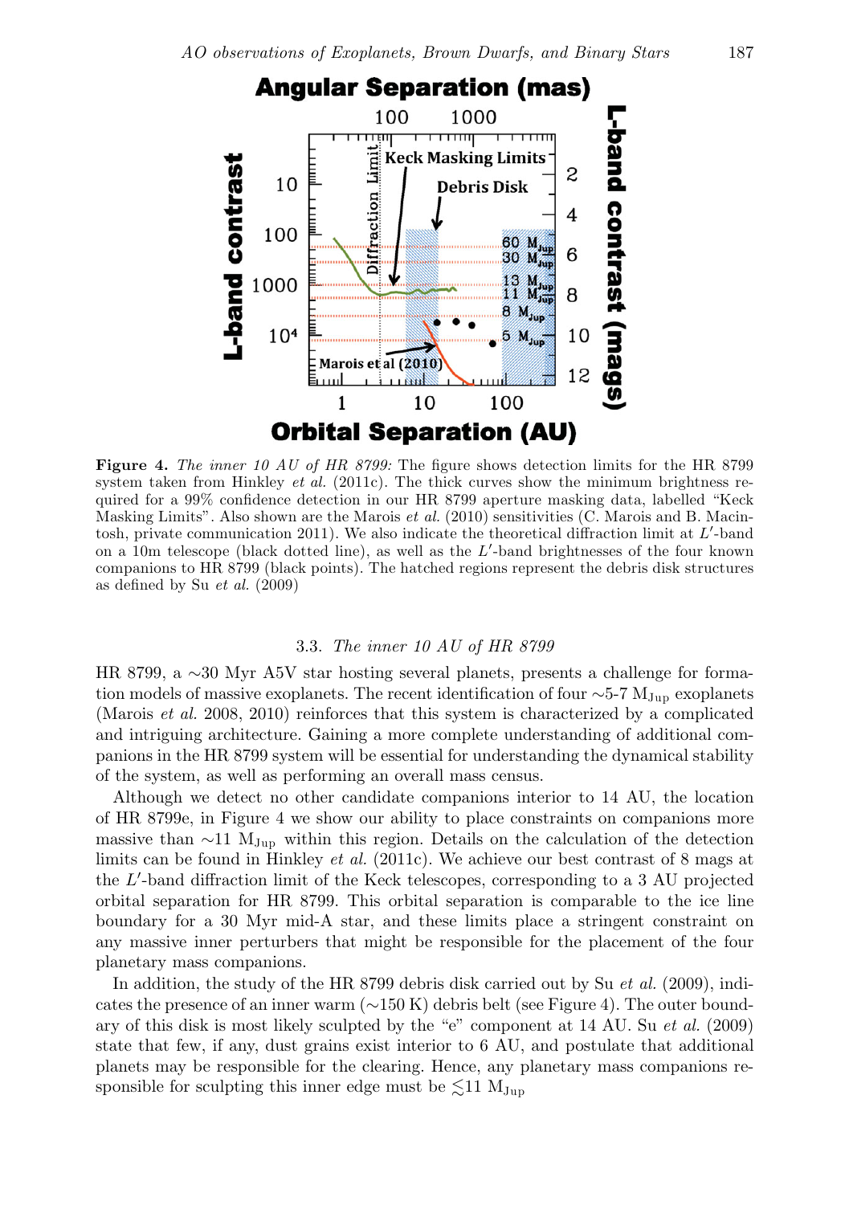**Figure 4.** *The inner 10 AU of HR 8799:* The figure shows detection limits for the HR 8799 system taken from Hinkley *et al.* (2011c). The thick curves show the minimum brightness required for a 99% confidence detection in our HR 8799 aperture masking data, labelled "Keck Masking Limits". Also shown are the Marois *et al.* (2010) sensitivities (C. Marois and B. Macintosh, private communication 2011). We also indicate the theoretical diffraction limit at $L'$-band on a 10m telescope (black dotted line), as well as the $L'$-band brightnesses of the four known companions to HR 8799 (black points). The hatched regions represent the debris disk structures as defined by Su *et al.* (2009)

### 3.3. *The inner 10 AU of HR 8799*

HR 8799, a ∼30 Myr A5V star hosting several planets, presents a challenge for formation models of massive exoplanets. The recent identification of four ∼5-7 $M_{Jup}$ exoplanets (Marois *et al.* 2008, 2010) reinforces that this system is characterized by a complicated and intriguing architecture. Gaining a more complete understanding of additional companions in the HR 8799 system will be essential for understanding the dynamical stability of the system, as well as performing an overall mass census.

Although we detect no other candidate companions interior to 14 AU, the location of HR 8799e, in Figure 4 we show our ability to place constraints on companions more massive than ∼11 $M_{Jup}$ within this region. Details on the calculation of the detection limits can be found in Hinkley *et al.* (2011c). We achieve our best contrast of 8 mags at the $L'$-band diffraction limit of the Keck telescopes, corresponding to a 3 AU projected orbital separation for HR 8799. This orbital separation is comparable to the ice line boundary for a 30 Myr mid-A star, and these limits place a stringent constraint on any massive inner perturbers that might be responsible for the placement of the four planetary mass companions.

In addition, the study of the HR 8799 debris disk carried out by Su *et al.* (2009), indicates the presence of an inner warm (∼150 K) debris belt (see Figure 4). The outer boundary of this disk is most likely sculpted by the "e" component at 14 AU. Su *et al.* (2009) state that few, if any, dust grains exist interior to 6 AU, and postulate that additional planets may be responsible for the clearing. Hence, any planetary mass companions responsible for sculpting this inner edge must be $\lesssim$11 $M_{Jup}$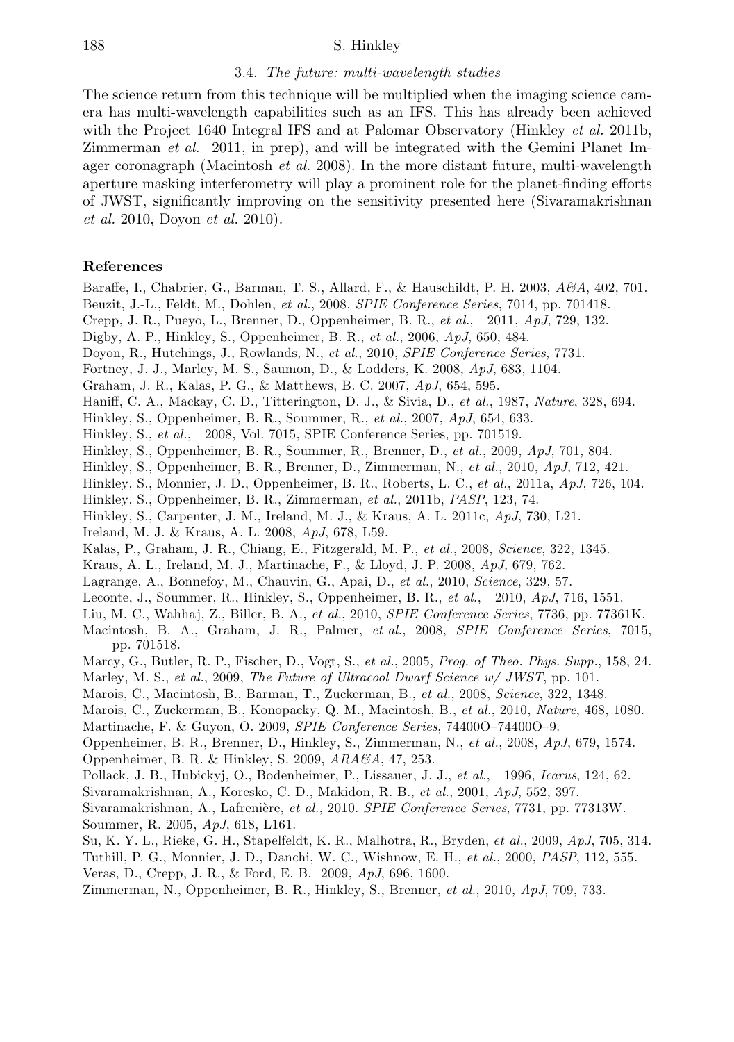### 3.4. *The future: multi-wavelength studies*

The science return from this technique will be multiplied when the imaging science camera has multi-wavelength capabilities such as an IFS. This has already been achieved with the Project 1640 Integral IFS and at Palomar Observatory (Hinkley *et al.* 2011b, Zimmerman *et al.* 2011, in prep), and will be integrated with the Gemini Planet Imager coronagraph (Macintosh *et al.* 2008). In the more distant future, multi-wavelength aperture masking interferometry will play a prominent role for the planet-finding efforts of JWST, significantly improving on the sensitivity presented here (Sivaramakrishnan *et al.* 2010, Doyon *et al.* 2010).

## References

Baraffe, I., Chabrier, G., Barman, T. S., Allard, F., & Hauschildt, P. H. 2003, *A&A*, 402, 701.
Beuzit, J.-L., Feldt, M., Dohlen, *et al.*, 2008, *SPIE Conference Series*, 7014, pp. 701418.
Crepp, J. R., Pueyo, L., Brenner, D., Oppenheimer, B. R., *et al.*, 2011, *ApJ*, 729, 132.
Digby, A. P., Hinkley, S., Oppenheimer, B. R., *et al.*, 2006, *ApJ*, 650, 484.
Doyon, R., Hutchings, J., Rowlands, N., *et al.*, 2010, *SPIE Conference Series*, 7731.
Fortney, J. J., Marley, M. S., Saumon, D., & Lodders, K. 2008, *ApJ*, 683, 1104.
Graham, J. R., Kalas, P. G., & Matthews, B. C. 2007, *ApJ*, 654, 595.
Haniff, C. A., Mackay, C. D., Titterington, D. J., & Sivia, D., *et al.*, 1987, *Nature*, 328, 694.
Hinkley, S., Oppenheimer, B. R., Soummer, R., *et al.*, 2007, *ApJ*, 654, 633.
Hinkley, S., *et al.*, 2008, Vol. 7015, SPIE Conference Series, pp. 701519.
Hinkley, S., Oppenheimer, B. R., Soummer, R., Brenner, D., *et al.*, 2009, *ApJ*, 701, 804.
Hinkley, S., Oppenheimer, B. R., Brenner, D., Zimmerman, N., *et al.*, 2010, *ApJ*, 712, 421.
Hinkley, S., Monnier, J. D., Oppenheimer, B. R., Roberts, L. C., *et al.*, 2011a, *ApJ*, 726, 104.
Hinkley, S., Oppenheimer, B. R., Zimmerman, *et al.*, 2011b, *PASP*, 123, 74.
Hinkley, S., Carpenter, J. M., Ireland, M. J., & Kraus, A. L. 2011c, *ApJ*, 730, L21.
Ireland, M. J. & Kraus, A. L. 2008, *ApJ*, 678, L59.
Kalas, P., Graham, J. R., Chiang, E., Fitzgerald, M. P., *et al.*, 2008, *Science*, 322, 1345.
Kraus, A. L., Ireland, M. J., Martinache, F., & Lloyd, J. P. 2008, *ApJ*, 679, 762.
Lagrange, A., Bonnefoy, M., Chauvin, G., Apai, D., *et al.*, 2010, *Science*, 329, 57.
Leconte, J., Soummer, R., Hinkley, S., Oppenheimer, B. R., *et al.*, 2010, *ApJ*, 716, 1551.
Liu, M. C., Wahhaj, Z., Biller, B. A., *et al.*, 2010, *SPIE Conference Series*, 7736, pp. 77361K.
Macintosh, B. A., Graham, J. R., Palmer, *et al.*, 2008, *SPIE Conference Series*, 7015, pp. 701518.
Marcy, G., Butler, R. P., Fischer, D., Vogt, S., *et al.*, 2005, *Prog. of Theo. Phys. Supp.*, 158, 24.
Marley, M. S., *et al.*, 2009, *The Future of Ultracool Dwarf Science w/ JWST*, pp. 101.
Marois, C., Macintosh, B., Barman, T., Zuckerman, B., *et al.*, 2008, *Science*, 322, 1348.
Marois, C., Zuckerman, B., Konopacky, Q. M., Macintosh, B., *et al.*, 2010, *Nature*, 468, 1080.
Martinache, F. & Guyon, O. 2009, *SPIE Conference Series*, 74400O–74400O–9.
Oppenheimer, B. R., Brenner, D., Hinkley, S., Zimmerman, N., *et al.*, 2008, *ApJ*, 679, 1574.
Oppenheimer, B. R. & Hinkley, S. 2009, *ARA&A*, 47, 253.
Pollack, J. B., Hubickyj, O., Bodenheimer, P., Lissauer, J. J., *et al.*, 1996, *Icarus*, 124, 62.
Sivaramakrishnan, A., Koresko, C. D., Makidon, R. B., *et al.*, 2001, *ApJ*, 552, 397.
Sivaramakrishnan, A., Lafrenière, *et al.*, 2010. *SPIE Conference Series*, 7731, pp. 77313W.
Soummer, R. 2005, *ApJ*, 618, L161.
Su, K. Y. L., Rieke, G. H., Stapelfeldt, K. R., Malhotra, R., Bryden, *et al.*, 2009, *ApJ*, 705, 314.
Tuthill, P. G., Monnier, J. D., Danchi, W. C., Wishnow, E. H., *et al.*, 2000, *PASP*, 112, 555.
Veras, D., Crepp, J. R., & Ford, E. B. 2009, *ApJ*, 696, 1600.
Zimmerman, N., Oppenheimer, B. R., Hinkley, S., Brenner, *et al.*, 2010, *ApJ*, 709, 733.